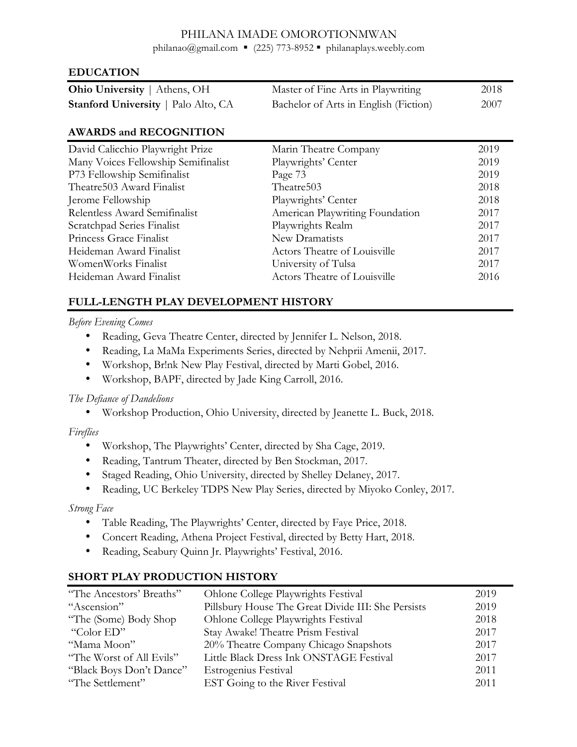# PHILANA IMADE OMOROTIONMWAN

philanao@gmail.com ▪ (225) 773-8952 ▪ philanaplays.weebly.com

## EDUCATION

| | | |
|---|---|---|
| **Ohio University** \| Athens, OH | Master of Fine Arts in Playwriting | 2018 |
| **Stanford University** \| Palo Alto, CA | Bachelor of Arts in English (Fiction) | 2007 |

## AWARDS and RECOGNITION

| | | |
|---|---|---|
| David Calicchio Playwright Prize | Marin Theatre Company | 2019 |
| Many Voices Fellowship Semifinalist | Playwrights' Center | 2019 |
| P73 Fellowship Semifinalist | Page 73 | 2019 |
| Theatre503 Award Finalist | Theatre503 | 2018 |
| Jerome Fellowship | Playwrights' Center | 2018 |
| Relentless Award Semifinalist | American Playwriting Foundation | 2017 |
| Scratchpad Series Finalist | Playwrights Realm | 2017 |
| Princess Grace Finalist | New Dramatists | 2017 |
| Heideman Award Finalist | Actors Theatre of Louisville | 2017 |
| WomenWorks Finalist | University of Tulsa | 2017 |
| Heideman Award Finalist | Actors Theatre of Louisville | 2016 |

## FULL-LENGTH PLAY DEVELOPMENT HISTORY

*Before Evening Comes*

- Reading, Geva Theatre Center, directed by Jennifer L. Nelson, 2018.
- Reading, La MaMa Experiments Series, directed by Nehprii Amenii, 2017.
- Workshop, Br!nk New Play Festival, directed by Marti Gobel, 2016.
- Workshop, BAPF, directed by Jade King Carroll, 2016.

*The Defiance of Dandelions*

- Workshop Production, Ohio University, directed by Jeanette L. Buck, 2018.

*Fireflies*

- Workshop, The Playwrights' Center, directed by Sha Cage, 2019.
- Reading, Tantrum Theater, directed by Ben Stockman, 2017.
- Staged Reading, Ohio University, directed by Shelley Delaney, 2017.
- Reading, UC Berkeley TDPS New Play Series, directed by Miyoko Conley, 2017.

*Strong Face*

- Table Reading, The Playwrights' Center, directed by Faye Price, 2018.
- Concert Reading, Athena Project Festival, directed by Betty Hart, 2018.
- Reading, Seabury Quinn Jr. Playwrights' Festival, 2016.

## SHORT PLAY PRODUCTION HISTORY

| | | |
|---|---|---|
| "The Ancestors' Breaths" | Ohlone College Playwrights Festival | 2019 |
| "Ascension" | Pillsbury House The Great Divide III: She Persists | 2019 |
| "The (Some) Body Shop | Ohlone College Playwrights Festival | 2018 |
| "Color ED" | Stay Awake! Theatre Prism Festival | 2017 |
| "Mama Moon" | 20% Theatre Company Chicago Snapshots | 2017 |
| "The Worst of All Evils" | Little Black Dress Ink ONSTAGE Festival | 2017 |
| "Black Boys Don't Dance" | Estrogenius Festival | 2011 |
| "The Settlement" | EST Going to the River Festival | 2011 |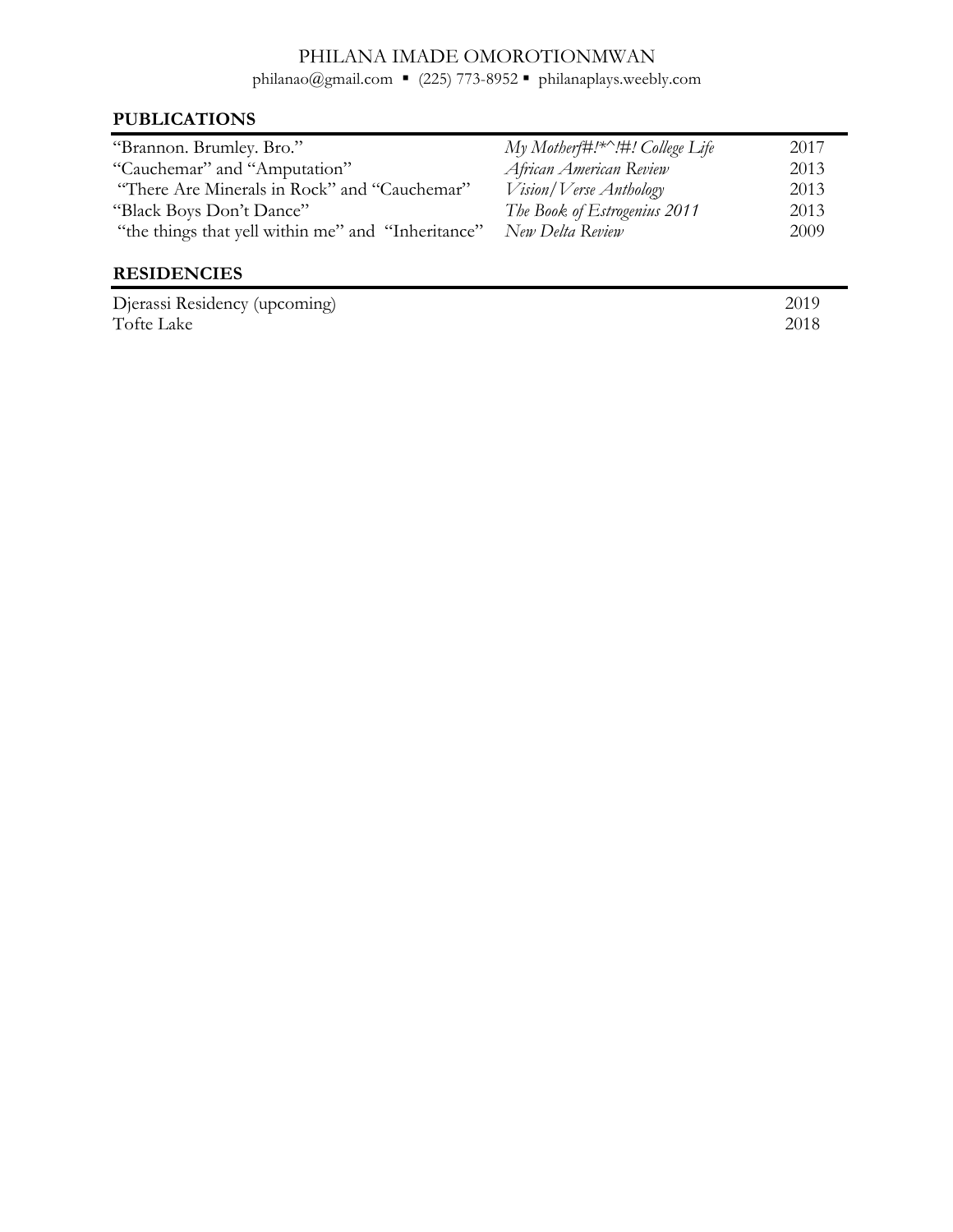PHILANA IMADE OMOROTIONMWAN

philanao@gmail.com ▪ (225) 773-8952 ▪ philanaplays.weebly.com

## PUBLICATIONS

| | | |
|---|---|---|
| "Brannon. Brumley. Bro." | *My Motherf#!*^!#! College Life* | 2017 |
| "Cauchemar" and "Amputation" | *African American Review* | 2013 |
| "There Are Minerals in Rock" and "Cauchemar" | *Vision/Verse Anthology* | 2013 |
| "Black Boys Don't Dance" | *The Book of Estrogenius 2011* | 2013 |
| "the things that yell within me" and "Inheritance" | *New Delta Review* | 2009 |

## RESIDENCIES

| | |
|---|---|
| Djerassi Residency (upcoming) | 2019 |
| Tofte Lake | 2018 |